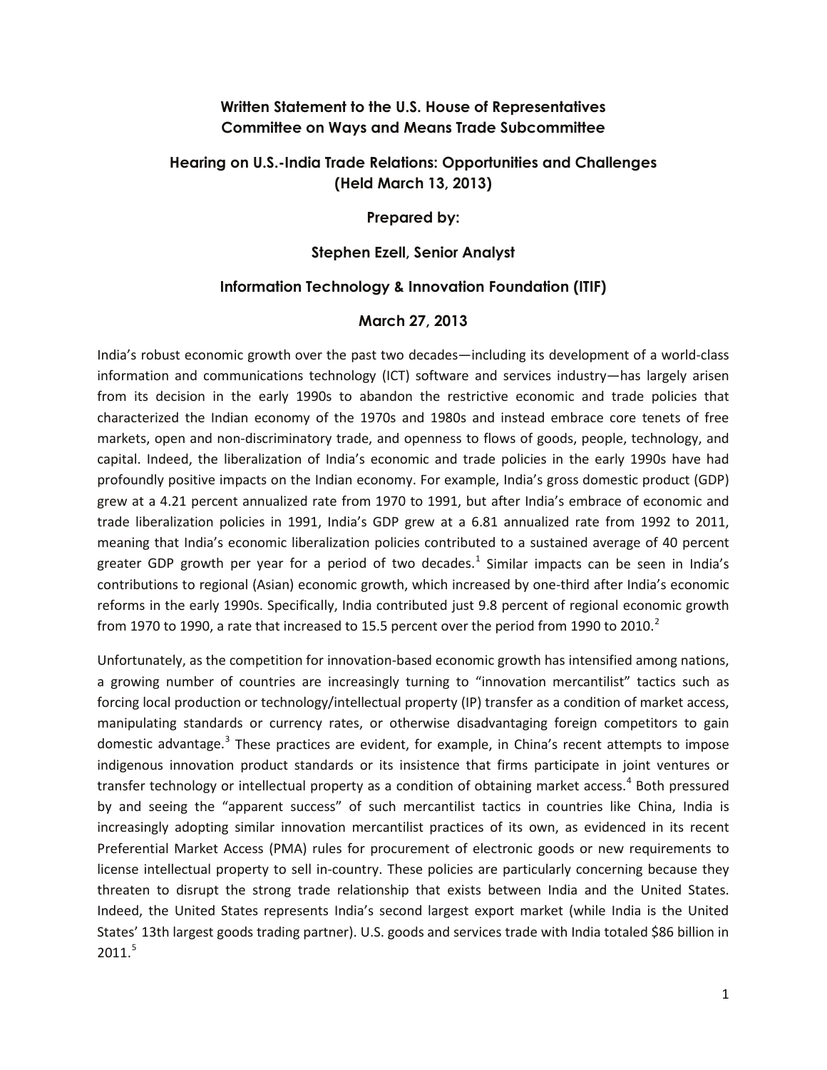**Written Statement to the U.S. House of Representatives Committee on Ways and Means Trade Subcommittee**

**Hearing on U.S.-India Trade Relations: Opportunities and Challenges (Held March 13, 2013)**

**Prepared by:**

**Stephen Ezell, Senior Analyst**

**Information Technology & Innovation Foundation (ITIF)**

**March 27, 2013**

India's robust economic growth over the past two decades—including its development of a world-class information and communications technology (ICT) software and services industry—has largely arisen from its decision in the early 1990s to abandon the restrictive economic and trade policies that characterized the Indian economy of the 1970s and 1980s and instead embrace core tenets of free markets, open and non-discriminatory trade, and openness to flows of goods, people, technology, and capital. Indeed, the liberalization of India's economic and trade policies in the early 1990s have had profoundly positive impacts on the Indian economy. For example, India's gross domestic product (GDP) grew at a 4.21 percent annualized rate from 1970 to 1991, but after India's embrace of economic and trade liberalization policies in 1991, India's GDP grew at a 6.81 annualized rate from 1992 to 2011, meaning that India's economic liberalization policies contributed to a sustained average of 40 percent greater GDP growth per year for a period of two decades.[1] Similar impacts can be seen in India's contributions to regional (Asian) economic growth, which increased by one-third after India's economic reforms in the early 1990s. Specifically, India contributed just 9.8 percent of regional economic growth from 1970 to 1990, a rate that increased to 15.5 percent over the period from 1990 to 2010.[2]

Unfortunately, as the competition for innovation-based economic growth has intensified among nations, a growing number of countries are increasingly turning to "innovation mercantilist" tactics such as forcing local production or technology/intellectual property (IP) transfer as a condition of market access, manipulating standards or currency rates, or otherwise disadvantaging foreign competitors to gain domestic advantage.[3] These practices are evident, for example, in China's recent attempts to impose indigenous innovation product standards or its insistence that firms participate in joint ventures or transfer technology or intellectual property as a condition of obtaining market access.[4] Both pressured by and seeing the "apparent success" of such mercantilist tactics in countries like China, India is increasingly adopting similar innovation mercantilist practices of its own, as evidenced in its recent Preferential Market Access (PMA) rules for procurement of electronic goods or new requirements to license intellectual property to sell in-country. These policies are particularly concerning because they threaten to disrupt the strong trade relationship that exists between India and the United States. Indeed, the United States represents India's second largest export market (while India is the United States' 13th largest goods trading partner). U.S. goods and services trade with India totaled $86 billion in 2011.[5]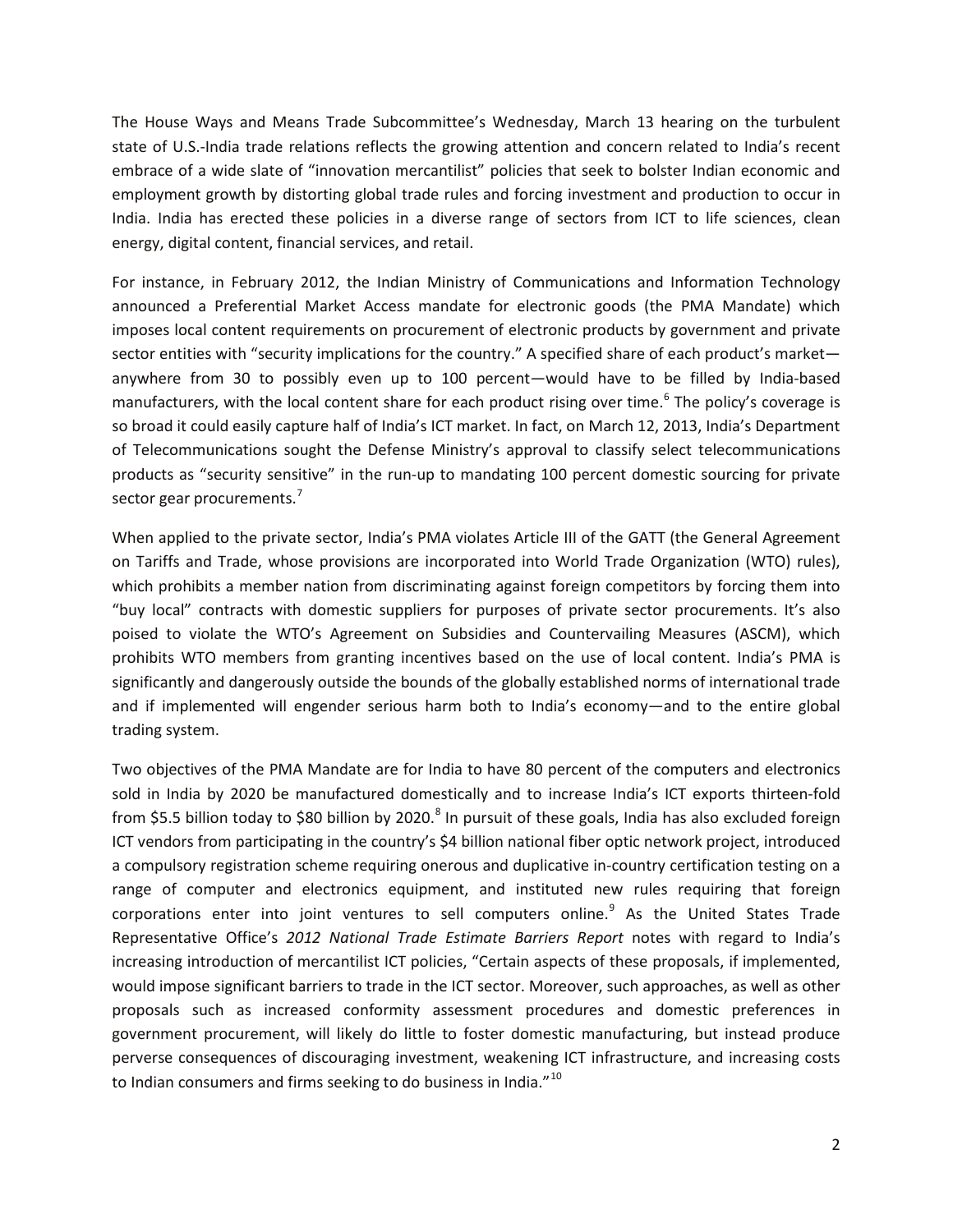The House Ways and Means Trade Subcommittee's Wednesday, March 13 hearing on the turbulent state of U.S.-India trade relations reflects the growing attention and concern related to India's recent embrace of a wide slate of "innovation mercantilist" policies that seek to bolster Indian economic and employment growth by distorting global trade rules and forcing investment and production to occur in India. India has erected these policies in a diverse range of sectors from ICT to life sciences, clean energy, digital content, financial services, and retail.

For instance, in February 2012, the Indian Ministry of Communications and Information Technology announced a Preferential Market Access mandate for electronic goods (the PMA Mandate) which imposes local content requirements on procurement of electronic products by government and private sector entities with "security implications for the country." A specified share of each product's market—anywhere from 30 to possibly even up to 100 percent—would have to be filled by India-based manufacturers, with the local content share for each product rising over time.[6] The policy's coverage is so broad it could easily capture half of India's ICT market. In fact, on March 12, 2013, India's Department of Telecommunications sought the Defense Ministry's approval to classify select telecommunications products as "security sensitive" in the run-up to mandating 100 percent domestic sourcing for private sector gear procurements.[7]

When applied to the private sector, India's PMA violates Article III of the GATT (the General Agreement on Tariffs and Trade, whose provisions are incorporated into World Trade Organization (WTO) rules), which prohibits a member nation from discriminating against foreign competitors by forcing them into "buy local" contracts with domestic suppliers for purposes of private sector procurements. It's also poised to violate the WTO's Agreement on Subsidies and Countervailing Measures (ASCM), which prohibits WTO members from granting incentives based on the use of local content. India's PMA is significantly and dangerously outside the bounds of the globally established norms of international trade and if implemented will engender serious harm both to India's economy—and to the entire global trading system.

Two objectives of the PMA Mandate are for India to have 80 percent of the computers and electronics sold in India by 2020 be manufactured domestically and to increase India's ICT exports thirteen-fold from \$5.5 billion today to \$80 billion by 2020.[8] In pursuit of these goals, India has also excluded foreign ICT vendors from participating in the country's \$4 billion national fiber optic network project, introduced a compulsory registration scheme requiring onerous and duplicative in-country certification testing on a range of computer and electronics equipment, and instituted new rules requiring that foreign corporations enter into joint ventures to sell computers online.[9] As the United States Trade Representative Office's *2012 National Trade Estimate Barriers Report* notes with regard to India's increasing introduction of mercantilist ICT policies, "Certain aspects of these proposals, if implemented, would impose significant barriers to trade in the ICT sector. Moreover, such approaches, as well as other proposals such as increased conformity assessment procedures and domestic preferences in government procurement, will likely do little to foster domestic manufacturing, but instead produce perverse consequences of discouraging investment, weakening ICT infrastructure, and increasing costs to Indian consumers and firms seeking to do business in India."[10]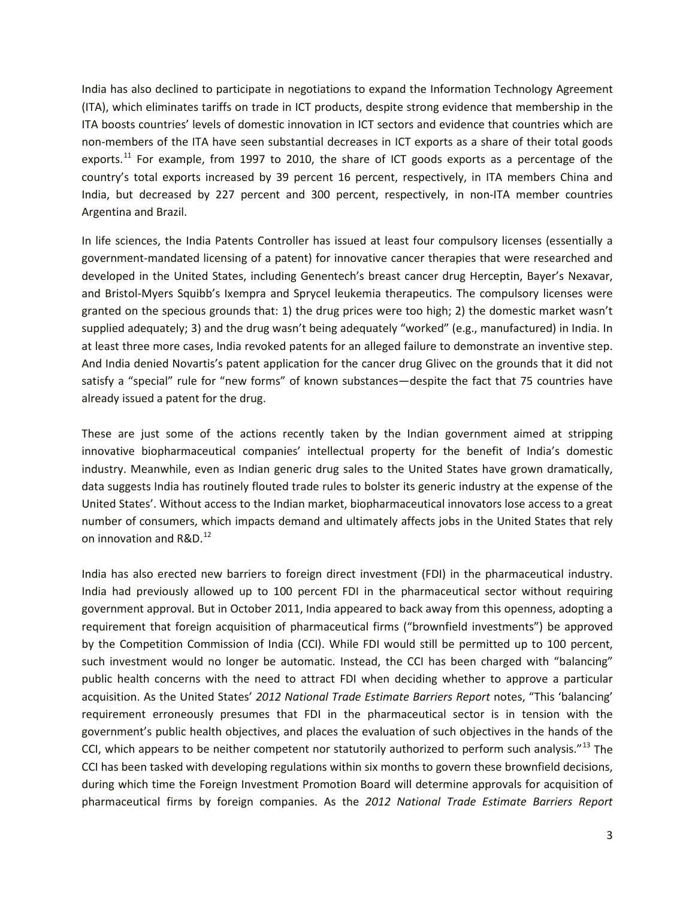India has also declined to participate in negotiations to expand the Information Technology Agreement (ITA), which eliminates tariffs on trade in ICT products, despite strong evidence that membership in the ITA boosts countries' levels of domestic innovation in ICT sectors and evidence that countries which are non-members of the ITA have seen substantial decreases in ICT exports as a share of their total goods exports.[11] For example, from 1997 to 2010, the share of ICT goods exports as a percentage of the country's total exports increased by 39 percent 16 percent, respectively, in ITA members China and India, but decreased by 227 percent and 300 percent, respectively, in non-ITA member countries Argentina and Brazil.

In life sciences, the India Patents Controller has issued at least four compulsory licenses (essentially a government-mandated licensing of a patent) for innovative cancer therapies that were researched and developed in the United States, including Genentech's breast cancer drug Herceptin, Bayer's Nexavar, and Bristol-Myers Squibb's Ixempra and Sprycel leukemia therapeutics. The compulsory licenses were granted on the specious grounds that: 1) the drug prices were too high; 2) the domestic market wasn't supplied adequately; 3) and the drug wasn't being adequately "worked" (e.g., manufactured) in India. In at least three more cases, India revoked patents for an alleged failure to demonstrate an inventive step. And India denied Novartis's patent application for the cancer drug Glivec on the grounds that it did not satisfy a "special" rule for "new forms" of known substances—despite the fact that 75 countries have already issued a patent for the drug.

These are just some of the actions recently taken by the Indian government aimed at stripping innovative biopharmaceutical companies' intellectual property for the benefit of India's domestic industry. Meanwhile, even as Indian generic drug sales to the United States have grown dramatically, data suggests India has routinely flouted trade rules to bolster its generic industry at the expense of the United States'. Without access to the Indian market, biopharmaceutical innovators lose access to a great number of consumers, which impacts demand and ultimately affects jobs in the United States that rely on innovation and R&D.[12]

India has also erected new barriers to foreign direct investment (FDI) in the pharmaceutical industry. India had previously allowed up to 100 percent FDI in the pharmaceutical sector without requiring government approval. But in October 2011, India appeared to back away from this openness, adopting a requirement that foreign acquisition of pharmaceutical firms ("brownfield investments") be approved by the Competition Commission of India (CCI). While FDI would still be permitted up to 100 percent, such investment would no longer be automatic. Instead, the CCI has been charged with "balancing" public health concerns with the need to attract FDI when deciding whether to approve a particular acquisition. As the United States' *2012 National Trade Estimate Barriers Report* notes, "This 'balancing' requirement erroneously presumes that FDI in the pharmaceutical sector is in tension with the government's public health objectives, and places the evaluation of such objectives in the hands of the CCI, which appears to be neither competent nor statutorily authorized to perform such analysis."[13] The CCI has been tasked with developing regulations within six months to govern these brownfield decisions, during which time the Foreign Investment Promotion Board will determine approvals for acquisition of pharmaceutical firms by foreign companies. As the *2012 National Trade Estimate Barriers Report*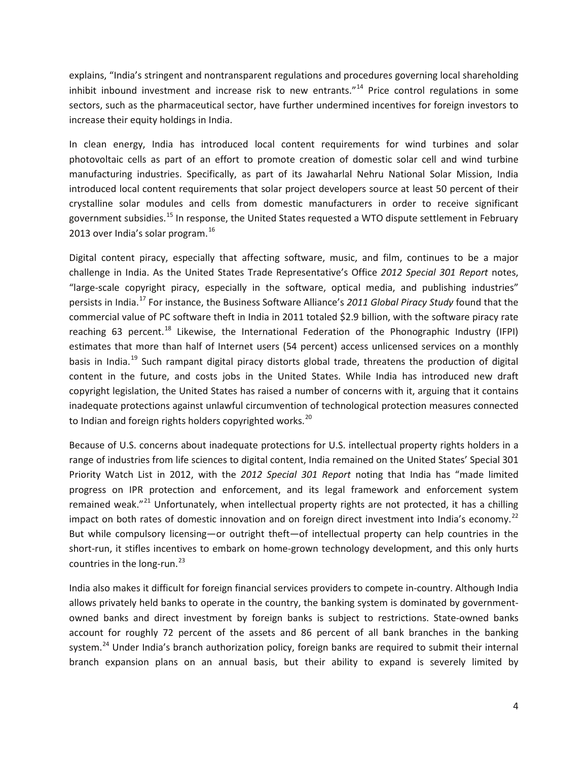explains, "India's stringent and nontransparent regulations and procedures governing local shareholding inhibit inbound investment and increase risk to new entrants."[14] Price control regulations in some sectors, such as the pharmaceutical sector, have further undermined incentives for foreign investors to increase their equity holdings in India.

In clean energy, India has introduced local content requirements for wind turbines and solar photovoltaic cells as part of an effort to promote creation of domestic solar cell and wind turbine manufacturing industries. Specifically, as part of its Jawaharlal Nehru National Solar Mission, India introduced local content requirements that solar project developers source at least 50 percent of their crystalline solar modules and cells from domestic manufacturers in order to receive significant government subsidies.[15] In response, the United States requested a WTO dispute settlement in February 2013 over India's solar program.[16]

Digital content piracy, especially that affecting software, music, and film, continues to be a major challenge in India. As the United States Trade Representative's Office *2012 Special 301 Report* notes, "large-scale copyright piracy, especially in the software, optical media, and publishing industries" persists in India.[17] For instance, the Business Software Alliance's *2011 Global Piracy Study* found that the commercial value of PC software theft in India in 2011 totaled $2.9 billion, with the software piracy rate reaching 63 percent.[18] Likewise, the International Federation of the Phonographic Industry (IFPI) estimates that more than half of Internet users (54 percent) access unlicensed services on a monthly basis in India.[19] Such rampant digital piracy distorts global trade, threatens the production of digital content in the future, and costs jobs in the United States. While India has introduced new draft copyright legislation, the United States has raised a number of concerns with it, arguing that it contains inadequate protections against unlawful circumvention of technological protection measures connected to Indian and foreign rights holders copyrighted works.[20]

Because of U.S. concerns about inadequate protections for U.S. intellectual property rights holders in a range of industries from life sciences to digital content, India remained on the United States' Special 301 Priority Watch List in 2012, with the *2012 Special 301 Report* noting that India has "made limited progress on IPR protection and enforcement, and its legal framework and enforcement system remained weak."[21] Unfortunately, when intellectual property rights are not protected, it has a chilling impact on both rates of domestic innovation and on foreign direct investment into India's economy.[22] But while compulsory licensing—or outright theft—of intellectual property can help countries in the short-run, it stifles incentives to embark on home-grown technology development, and this only hurts countries in the long-run.[23]

India also makes it difficult for foreign financial services providers to compete in-country. Although India allows privately held banks to operate in the country, the banking system is dominated by government-owned banks and direct investment by foreign banks is subject to restrictions. State-owned banks account for roughly 72 percent of the assets and 86 percent of all bank branches in the banking system.[24] Under India's branch authorization policy, foreign banks are required to submit their internal branch expansion plans on an annual basis, but their ability to expand is severely limited by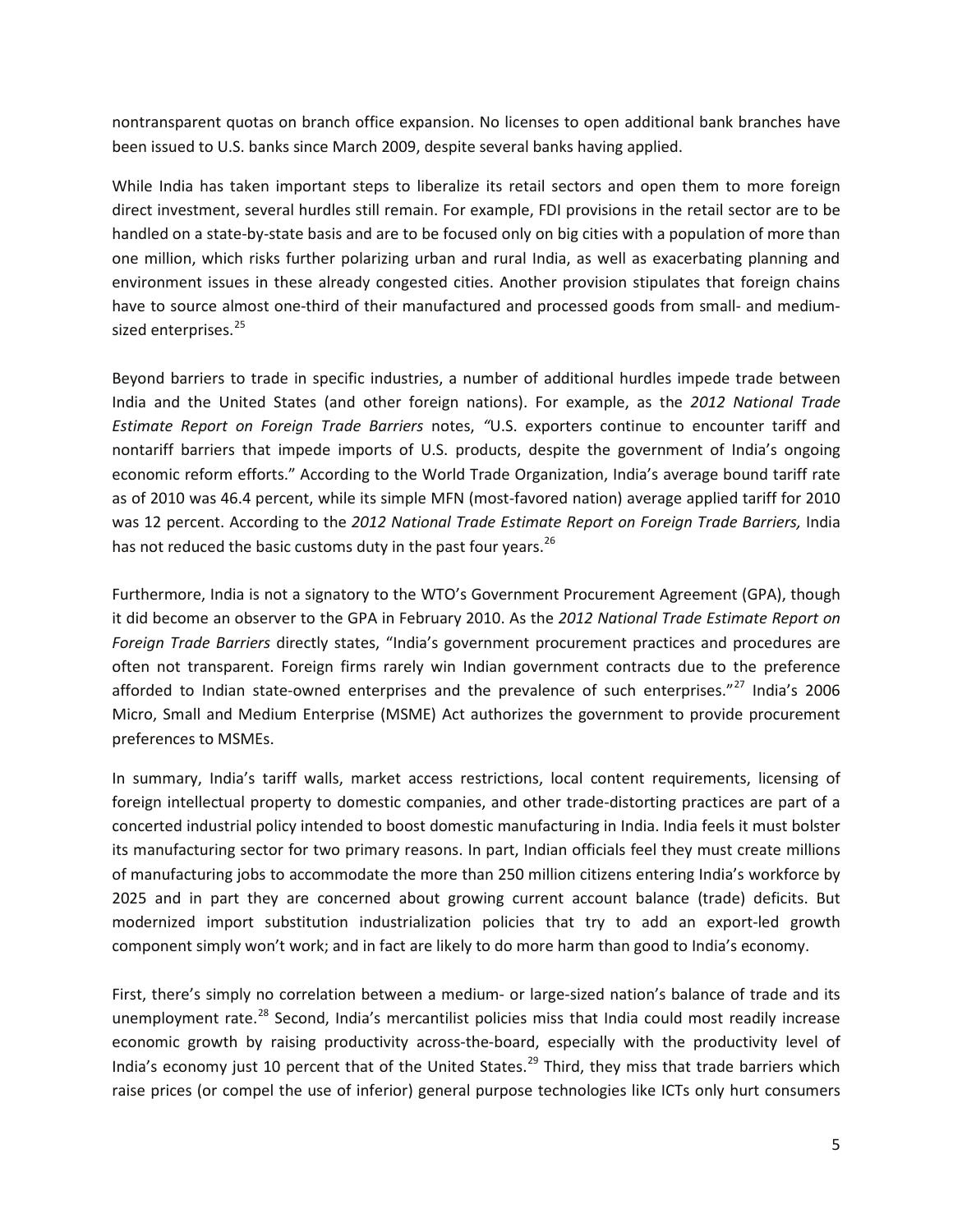nontransparent quotas on branch office expansion. No licenses to open additional bank branches have been issued to U.S. banks since March 2009, despite several banks having applied.

While India has taken important steps to liberalize its retail sectors and open them to more foreign direct investment, several hurdles still remain. For example, FDI provisions in the retail sector are to be handled on a state-by-state basis and are to be focused only on big cities with a population of more than one million, which risks further polarizing urban and rural India, as well as exacerbating planning and environment issues in these already congested cities. Another provision stipulates that foreign chains have to source almost one-third of their manufactured and processed goods from small- and medium-sized enterprises.[25]

Beyond barriers to trade in specific industries, a number of additional hurdles impede trade between India and the United States (and other foreign nations). For example, as the *2012 National Trade Estimate Report on Foreign Trade Barriers* notes, "U.S. exporters continue to encounter tariff and nontariff barriers that impede imports of U.S. products, despite the government of India's ongoing economic reform efforts." According to the World Trade Organization, India's average bound tariff rate as of 2010 was 46.4 percent, while its simple MFN (most-favored nation) average applied tariff for 2010 was 12 percent. According to the *2012 National Trade Estimate Report on Foreign Trade Barriers,* India has not reduced the basic customs duty in the past four years.[26]

Furthermore, India is not a signatory to the WTO's Government Procurement Agreement (GPA), though it did become an observer to the GPA in February 2010. As the *2012 National Trade Estimate Report on Foreign Trade Barriers* directly states, "India's government procurement practices and procedures are often not transparent. Foreign firms rarely win Indian government contracts due to the preference afforded to Indian state-owned enterprises and the prevalence of such enterprises."[27] India's 2006 Micro, Small and Medium Enterprise (MSME) Act authorizes the government to provide procurement preferences to MSMEs.

In summary, India's tariff walls, market access restrictions, local content requirements, licensing of foreign intellectual property to domestic companies, and other trade-distorting practices are part of a concerted industrial policy intended to boost domestic manufacturing in India. India feels it must bolster its manufacturing sector for two primary reasons. In part, Indian officials feel they must create millions of manufacturing jobs to accommodate the more than 250 million citizens entering India's workforce by 2025 and in part they are concerned about growing current account balance (trade) deficits. But modernized import substitution industrialization policies that try to add an export-led growth component simply won't work; and in fact are likely to do more harm than good to India's economy.

First, there's simply no correlation between a medium- or large-sized nation's balance of trade and its unemployment rate.[28] Second, India's mercantilist policies miss that India could most readily increase economic growth by raising productivity across-the-board, especially with the productivity level of India's economy just 10 percent that of the United States.[29] Third, they miss that trade barriers which raise prices (or compel the use of inferior) general purpose technologies like ICTs only hurt consumers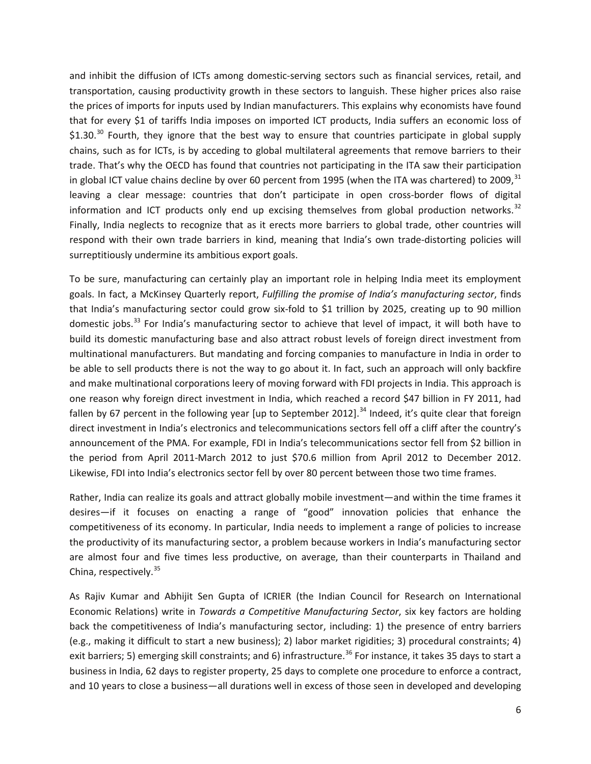and inhibit the diffusion of ICTs among domestic-serving sectors such as financial services, retail, and transportation, causing productivity growth in these sectors to languish. These higher prices also raise the prices of imports for inputs used by Indian manufacturers. This explains why economists have found that for every $1 of tariffs India imposes on imported ICT products, India suffers an economic loss of $1.30.[30] Fourth, they ignore that the best way to ensure that countries participate in global supply chains, such as for ICTs, is by acceding to global multilateral agreements that remove barriers to their trade. That's why the OECD has found that countries not participating in the ITA saw their participation in global ICT value chains decline by over 60 percent from 1995 (when the ITA was chartered) to 2009,[31] leaving a clear message: countries that don't participate in open cross-border flows of digital information and ICT products only end up excising themselves from global production networks.[32] Finally, India neglects to recognize that as it erects more barriers to global trade, other countries will respond with their own trade barriers in kind, meaning that India's own trade-distorting policies will surreptitiously undermine its ambitious export goals.

To be sure, manufacturing can certainly play an important role in helping India meet its employment goals. In fact, a McKinsey Quarterly report, *Fulfilling the promise of India's manufacturing sector*, finds that India's manufacturing sector could grow six-fold to $1 trillion by 2025, creating up to 90 million domestic jobs.[33] For India's manufacturing sector to achieve that level of impact, it will both have to build its domestic manufacturing base and also attract robust levels of foreign direct investment from multinational manufacturers. But mandating and forcing companies to manufacture in India in order to be able to sell products there is not the way to go about it. In fact, such an approach will only backfire and make multinational corporations leery of moving forward with FDI projects in India. This approach is one reason why foreign direct investment in India, which reached a record $47 billion in FY 2011, had fallen by 67 percent in the following year [up to September 2012].[34] Indeed, it's quite clear that foreign direct investment in India's electronics and telecommunications sectors fell off a cliff after the country's announcement of the PMA. For example, FDI in India's telecommunications sector fell from $2 billion in the period from April 2011-March 2012 to just $70.6 million from April 2012 to December 2012. Likewise, FDI into India's electronics sector fell by over 80 percent between those two time frames.

Rather, India can realize its goals and attract globally mobile investment—and within the time frames it desires—if it focuses on enacting a range of "good" innovation policies that enhance the competitiveness of its economy. In particular, India needs to implement a range of policies to increase the productivity of its manufacturing sector, a problem because workers in India's manufacturing sector are almost four and five times less productive, on average, than their counterparts in Thailand and China, respectively.[35]

As Rajiv Kumar and Abhijit Sen Gupta of ICRIER (the Indian Council for Research on International Economic Relations) write in *Towards a Competitive Manufacturing Sector*, six key factors are holding back the competitiveness of India's manufacturing sector, including: 1) the presence of entry barriers (e.g., making it difficult to start a new business); 2) labor market rigidities; 3) procedural constraints; 4) exit barriers; 5) emerging skill constraints; and 6) infrastructure.[36] For instance, it takes 35 days to start a business in India, 62 days to register property, 25 days to complete one procedure to enforce a contract, and 10 years to close a business—all durations well in excess of those seen in developed and developing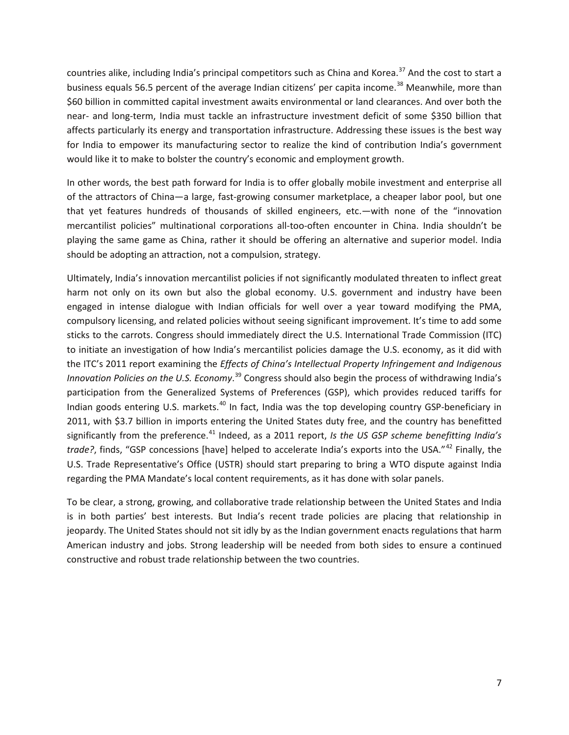countries alike, including India's principal competitors such as China and Korea.[37] And the cost to start a business equals 56.5 percent of the average Indian citizens' per capita income.[38] Meanwhile, more than $60 billion in committed capital investment awaits environmental or land clearances. And over both the near- and long-term, India must tackle an infrastructure investment deficit of some $350 billion that affects particularly its energy and transportation infrastructure. Addressing these issues is the best way for India to empower its manufacturing sector to realize the kind of contribution India's government would like it to make to bolster the country's economic and employment growth.

In other words, the best path forward for India is to offer globally mobile investment and enterprise all of the attractors of China—a large, fast-growing consumer marketplace, a cheaper labor pool, but one that yet features hundreds of thousands of skilled engineers, etc.—with none of the "innovation mercantilist policies" multinational corporations all-too-often encounter in China. India shouldn't be playing the same game as China, rather it should be offering an alternative and superior model. India should be adopting an attraction, not a compulsion, strategy.

Ultimately, India's innovation mercantilist policies if not significantly modulated threaten to inflect great harm not only on its own but also the global economy. U.S. government and industry have been engaged in intense dialogue with Indian officials for well over a year toward modifying the PMA, compulsory licensing, and related policies without seeing significant improvement. It's time to add some sticks to the carrots. Congress should immediately direct the U.S. International Trade Commission (ITC) to initiate an investigation of how India's mercantilist policies damage the U.S. economy, as it did with the ITC's 2011 report examining the *Effects of China's Intellectual Property Infringement and Indigenous Innovation Policies on the U.S. Economy*.[39] Congress should also begin the process of withdrawing India's participation from the Generalized Systems of Preferences (GSP), which provides reduced tariffs for Indian goods entering U.S. markets.[40] In fact, India was the top developing country GSP-beneficiary in 2011, with $3.7 billion in imports entering the United States duty free, and the country has benefitted significantly from the preference.[41] Indeed, as a 2011 report, *Is the US GSP scheme benefitting India's trade?*, finds, "GSP concessions [have] helped to accelerate India's exports into the USA."[42] Finally, the U.S. Trade Representative's Office (USTR) should start preparing to bring a WTO dispute against India regarding the PMA Mandate's local content requirements, as it has done with solar panels.

To be clear, a strong, growing, and collaborative trade relationship between the United States and India is in both parties' best interests. But India's recent trade policies are placing that relationship in jeopardy. The United States should not sit idly by as the Indian government enacts regulations that harm American industry and jobs. Strong leadership will be needed from both sides to ensure a continued constructive and robust trade relationship between the two countries.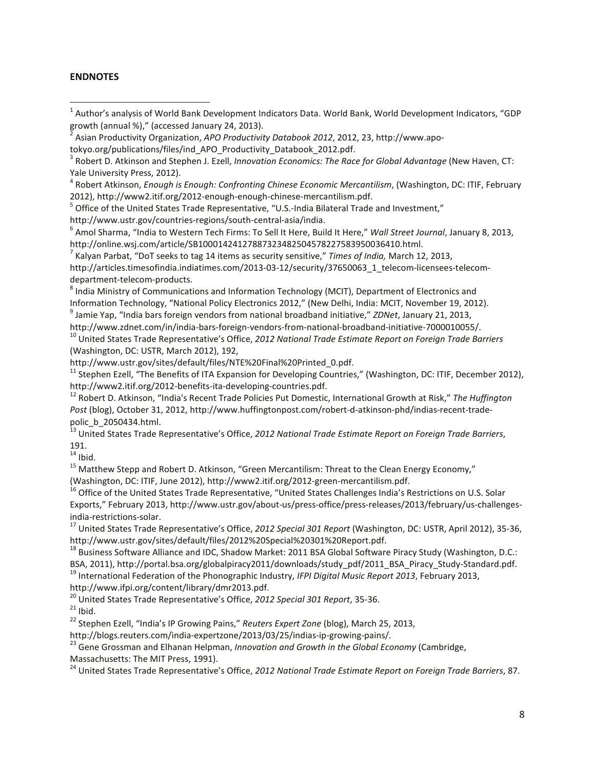**ENDNOTES**

[1] Author's analysis of World Bank Development Indicators Data. World Bank, World Development Indicators, "GDP growth (annual %)," (accessed January 24, 2013).

[2] Asian Productivity Organization, *APO Productivity Databook 2012*, 2012, 23, http://www.apo-tokyo.org/publications/files/ind_APO_Productivity_Databook_2012.pdf.

[3] Robert D. Atkinson and Stephen J. Ezell, *Innovation Economics: The Race for Global Advantage* (New Haven, CT: Yale University Press, 2012).

[4] Robert Atkinson, *Enough is Enough: Confronting Chinese Economic Mercantilism*, (Washington, DC: ITIF, February 2012), http://www2.itif.org/2012-enough-enough-chinese-mercantilism.pdf.

[5] Office of the United States Trade Representative, "U.S.-India Bilateral Trade and Investment," http://www.ustr.gov/countries-regions/south-central-asia/india.

[6] Amol Sharma, "India to Western Tech Firms: To Sell It Here, Build It Here," *Wall Street Journal*, January 8, 2013, http://online.wsj.com/article/SB10001424127887323482504578227583950036410.html.

[7] Kalyan Parbat, "DoT seeks to tag 14 items as security sensitive," *Times of India,* March 12, 2013, http://articles.timesofindia.indiatimes.com/2013-03-12/security/37650063_1_telecom-licensees-telecom-department-telecom-products.

[8] India Ministry of Communications and Information Technology (MCIT), Department of Electronics and Information Technology, "National Policy Electronics 2012," (New Delhi, India: MCIT, November 19, 2012).

[9] Jamie Yap, "India bars foreign vendors from national broadband initiative," *ZDNet*, January 21, 2013, http://www.zdnet.com/in/india-bars-foreign-vendors-from-national-broadband-initiative-7000010055/.

[10] United States Trade Representative's Office, *2012 National Trade Estimate Report on Foreign Trade Barriers* (Washington, DC: USTR, March 2012), 192, http://www.ustr.gov/sites/default/files/NTE%20Final%20Printed_0.pdf.

[11] Stephen Ezell, "The Benefits of ITA Expansion for Developing Countries," (Washington, DC: ITIF, December 2012), http://www2.itif.org/2012-benefits-ita-developing-countries.pdf.

[12] Robert D. Atkinson, "India's Recent Trade Policies Put Domestic, International Growth at Risk," *The Huffington Post* (blog), October 31, 2012, http://www.huffingtonpost.com/robert-d-atkinson-phd/indias-recent-trade-polic_b_2050434.html.

[13] United States Trade Representative's Office, *2012 National Trade Estimate Report on Foreign Trade Barriers*, 191.

[14] Ibid.

[15] Matthew Stepp and Robert D. Atkinson, "Green Mercantilism: Threat to the Clean Energy Economy," (Washington, DC: ITIF, June 2012), http://www2.itif.org/2012-green-mercantilism.pdf.

[16] Office of the United States Trade Representative, "United States Challenges India's Restrictions on U.S. Solar Exports," February 2013, http://www.ustr.gov/about-us/press-office/press-releases/2013/february/us-challenges-india-restrictions-solar.

[17] United States Trade Representative's Office, *2012 Special 301 Report* (Washington, DC: USTR, April 2012), 35-36, http://www.ustr.gov/sites/default/files/2012%20Special%20301%20Report.pdf.

[18] Business Software Alliance and IDC, Shadow Market: 2011 BSA Global Software Piracy Study (Washington, D.C.: BSA, 2011), http://portal.bsa.org/globalpiracy2011/downloads/study_pdf/2011_BSA_Piracy_Study-Standard.pdf.

[19] International Federation of the Phonographic Industry, *IFPI Digital Music Report 2013*, February 2013, http://www.ifpi.org/content/library/dmr2013.pdf.

[20] United States Trade Representative's Office, *2012 Special 301 Report*, 35-36.

[21] Ibid.

[22] Stephen Ezell, "India's IP Growing Pains," *Reuters Expert Zone* (blog), March 25, 2013, http://blogs.reuters.com/india-expertzone/2013/03/25/indias-ip-growing-pains/.

[23] Gene Grossman and Elhanan Helpman, *Innovation and Growth in the Global Economy* (Cambridge, Massachusetts: The MIT Press, 1991).

[24] United States Trade Representative's Office, *2012 National Trade Estimate Report on Foreign Trade Barriers*, 87.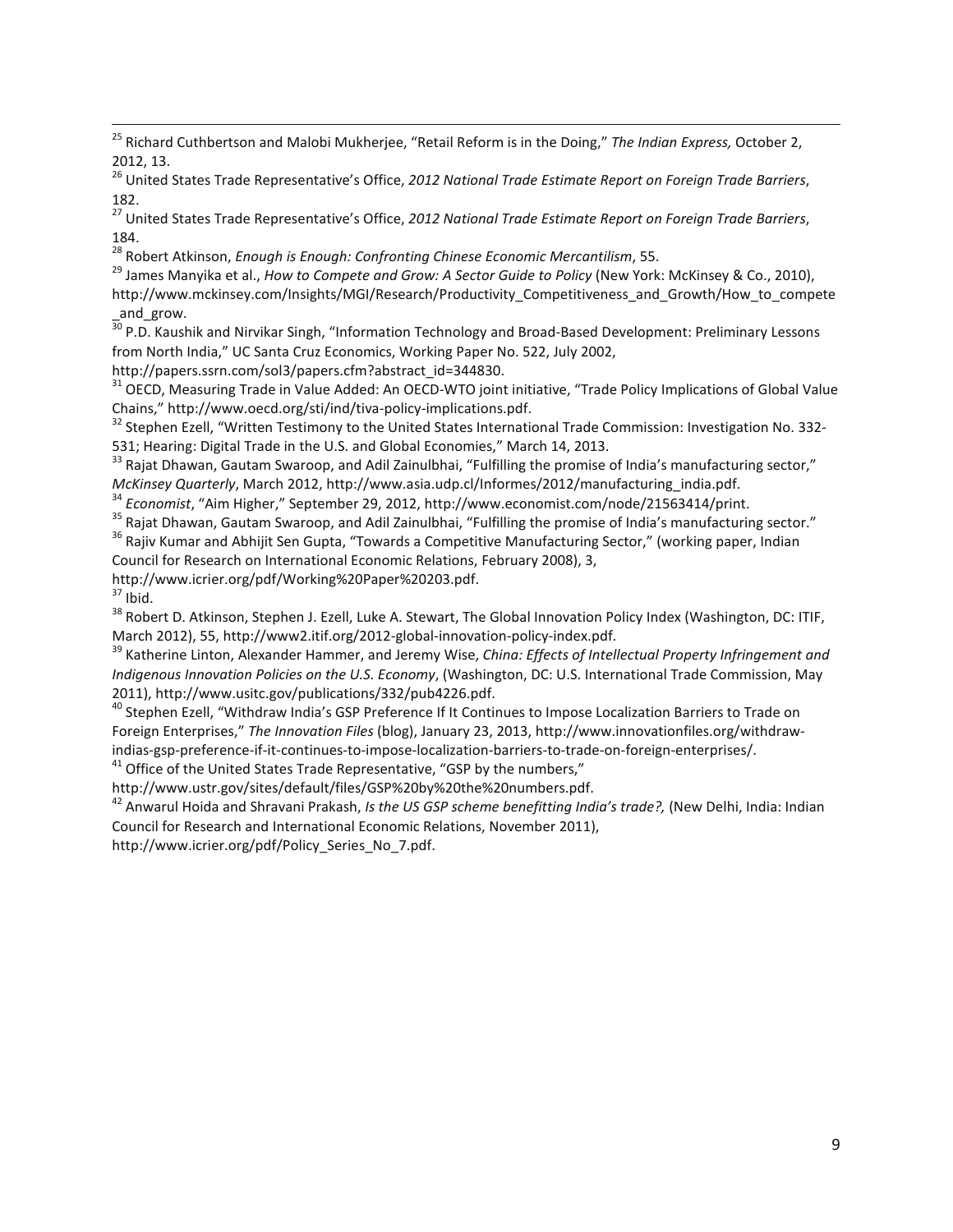[25] Richard Cuthbertson and Malobi Mukherjee, "Retail Reform is in the Doing," *The Indian Express,* October 2, 2012, 13.

[26] United States Trade Representative's Office, *2012 National Trade Estimate Report on Foreign Trade Barriers*, 182.

[27] United States Trade Representative's Office, *2012 National Trade Estimate Report on Foreign Trade Barriers*, 184.

[28] Robert Atkinson, *Enough is Enough: Confronting Chinese Economic Mercantilism*, 55.

[29] James Manyika et al., *How to Compete and Grow: A Sector Guide to Policy* (New York: McKinsey & Co., 2010), http://www.mckinsey.com/Insights/MGI/Research/Productivity_Competitiveness_and_Growth/How_to_compete_and_grow.

[30] P.D. Kaushik and Nirvikar Singh, "Information Technology and Broad-Based Development: Preliminary Lessons from North India," UC Santa Cruz Economics, Working Paper No. 522, July 2002, http://papers.ssrn.com/sol3/papers.cfm?abstract_id=344830.

[31] OECD, Measuring Trade in Value Added: An OECD-WTO joint initiative, "Trade Policy Implications of Global Value Chains," http://www.oecd.org/sti/ind/tiva-policy-implications.pdf.

[32] Stephen Ezell, "Written Testimony to the United States International Trade Commission: Investigation No. 332-531; Hearing: Digital Trade in the U.S. and Global Economies," March 14, 2013.

[33] Rajat Dhawan, Gautam Swaroop, and Adil Zainulbhai, "Fulfilling the promise of India's manufacturing sector," *McKinsey Quarterly*, March 2012, http://www.asia.udp.cl/Informes/2012/manufacturing_india.pdf.

[34] *Economist*, "Aim Higher," September 29, 2012, http://www.economist.com/node/21563414/print.

[35] Rajat Dhawan, Gautam Swaroop, and Adil Zainulbhai, "Fulfilling the promise of India's manufacturing sector."

[36] Rajiv Kumar and Abhijit Sen Gupta, "Towards a Competitive Manufacturing Sector," (working paper, Indian Council for Research on International Economic Relations, February 2008), 3, http://www.icrier.org/pdf/Working%20Paper%20203.pdf.

[37] Ibid.

[38] Robert D. Atkinson, Stephen J. Ezell, Luke A. Stewart, The Global Innovation Policy Index (Washington, DC: ITIF, March 2012), 55, http://www2.itif.org/2012-global-innovation-policy-index.pdf.

[39] Katherine Linton, Alexander Hammer, and Jeremy Wise, *China: Effects of Intellectual Property Infringement and Indigenous Innovation Policies on the U.S. Economy*, (Washington, DC: U.S. International Trade Commission, May 2011), http://www.usitc.gov/publications/332/pub4226.pdf.

[40] Stephen Ezell, "Withdraw India's GSP Preference If It Continues to Impose Localization Barriers to Trade on Foreign Enterprises," *The Innovation Files* (blog), January 23, 2013, http://www.innovationfiles.org/withdraw-indias-gsp-preference-if-it-continues-to-impose-localization-barriers-to-trade-on-foreign-enterprises/.

[41] Office of the United States Trade Representative, "GSP by the numbers," http://www.ustr.gov/sites/default/files/GSP%20by%20the%20numbers.pdf.

[42] Anwarul Hoida and Shravani Prakash, *Is the US GSP scheme benefitting India's trade?,* (New Delhi, India: Indian Council for Research and International Economic Relations, November 2011), http://www.icrier.org/pdf/Policy_Series_No_7.pdf.